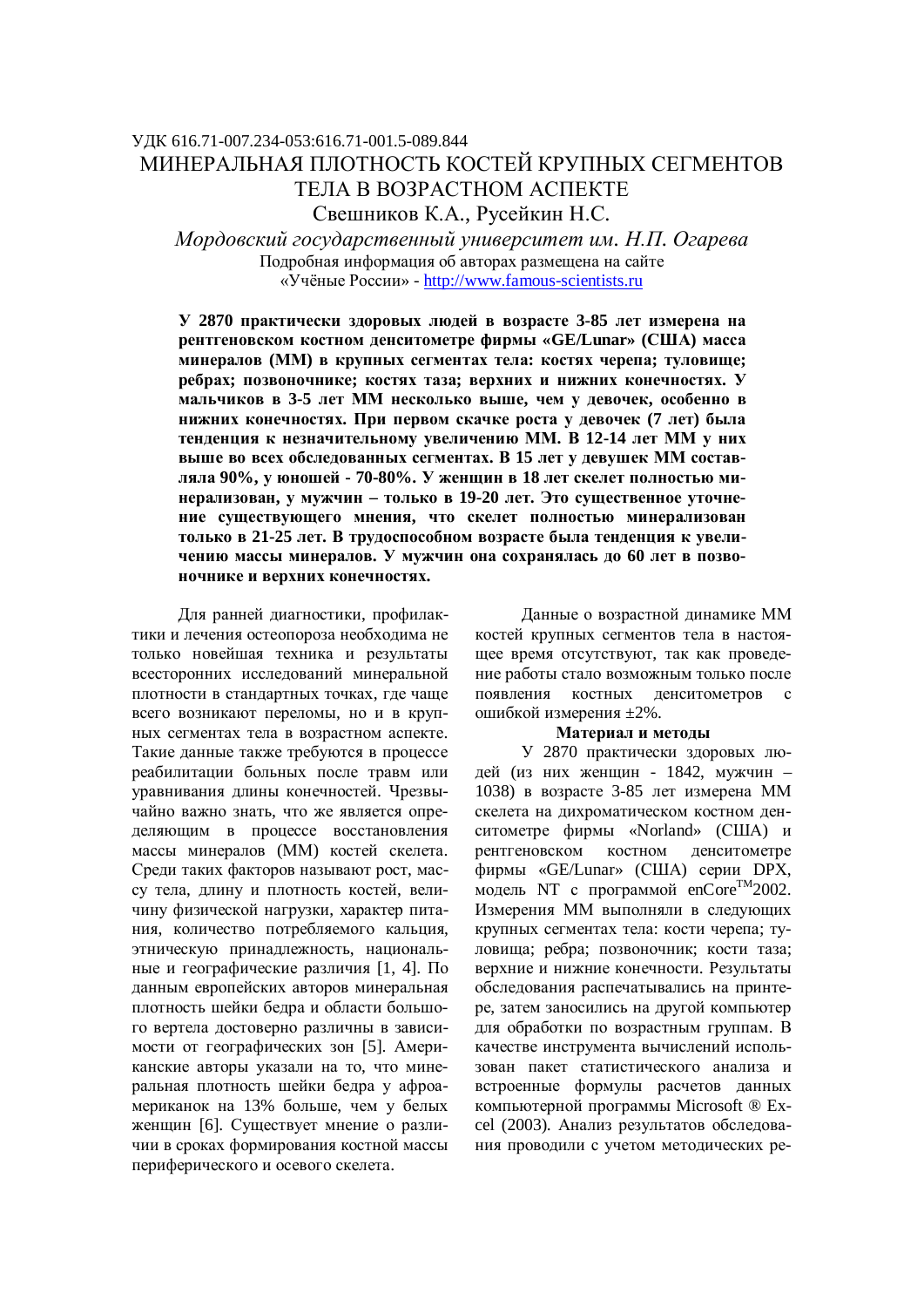УДК 616.71-007.234-053:616.71-001.5-089.844

# МИНЕРАЛЬНАЯ ПЛОТНОСТЬ КОСТЕЙ КРУПНЫХ СЕГМЕНТОВ ТЕЛА В ВОЗРАСТНОМ АСПЕКТЕ

Свешников К.А., Русейкин Н.С.

*Мордовский государственный университет им. Н.П. Огарева*

Подробная информация об авторах размещена на сайте «Учёные России» - http://www.famous-scientists.ru

**У 2870 практически здоровых людей в возрасте 3-85 лет измерена на рентгеновском костном денситометре фирмы «GE/Lunar» (США) масса минералов (ММ) в крупных сегментах тела: костях черепа; туловище; ребрах; позвоночнике; костях таза; верхних и нижних конечностях. У мальчиков в 3-5 лет ММ несколько выше, чем у девочек, особенно в нижних конечностях. При первом скачке роста у девочек (7 лет) была тенденция к незначительному увеличению ММ. В 12-14 лет ММ у них выше во всех обследованных сегментах. В 15 лет у девушек ММ составляла 90%, у юношей - 70-80%. У женщин в 18 лет скелет полностью минерализован, у мужчин – только в 19-20 лет. Это существенное уточнение существующего мнения, что скелет полностью минерализован только в 21-25 лет. В трудоспособном возрасте была тенденция к увеличению массы минералов. У мужчин она сохранялась до 60 лет в позвоночнике и верхних конечностях.**

Для ранней диагностики, профилактики и лечения остеопороза необходима не только новейшая техника и результаты всесторонних исследований минеральной плотности в стандартных точках, где чаще всего возникают переломы, но и в крупных сегментах тела в возрастном аспекте. Такие данные также требуются в процессе реабилитации больных после травм или уравнивания длины конечностей. Чрезвычайно важно знать, что же является определяющим в процессе восстановления массы минералов (ММ) костей скелета. Среди таких факторов называют рост, массу тела, длину и плотность костей, величину физической нагрузки, характер питания, количество потребляемого кальция, этническую принадлежность, национальные и географические различия [1, 4]. По данным европейских авторов минеральная плотность шейки бедра и области большого вертела достоверно различны в зависимости от географических зон [5]. Американские авторы указали на то, что минеральная плотность шейки бедра у афроамериканок на 13% больше, чем у белых женщин [6]. Существует мнение о различии в сроках формирования костной массы периферического и осевого скелета.

Данные о возрастной динамике ММ костей крупных сегментов тела в настоящее время отсутствуют, так как проведение работы стало возможным только после появления костных денситометров с ошибкой измерения ±2%.

## Материал и методы

У 2870 практически здоровых людей (из них женщин - 1842, мужчин – 1038) в возрасте 3-85 лет измерена ММ скелета на дихроматическом костном денситометре фирмы «Norland» (США) и рентгеновском костном денситометре фирмы «GE/Lunar» (США) серии DPX, модель NT с программой enCore™2002. Измерения ММ выполняли в следующих крупных сегментах тела: кости черепа; туловища; ребра; позвоночник; кости таза; верхние и нижние конечности. Результаты обследования распечатывались на принтере, затем заносились на другой компьютер для обработки по возрастным группам. В качестве инструмента вычислений использован пакет статистического анализа и встроенные формулы расчетов данных компьютерной программы Microsoft ® Excel (2003). Анализ результатов обследования проводили с учетом методических ре-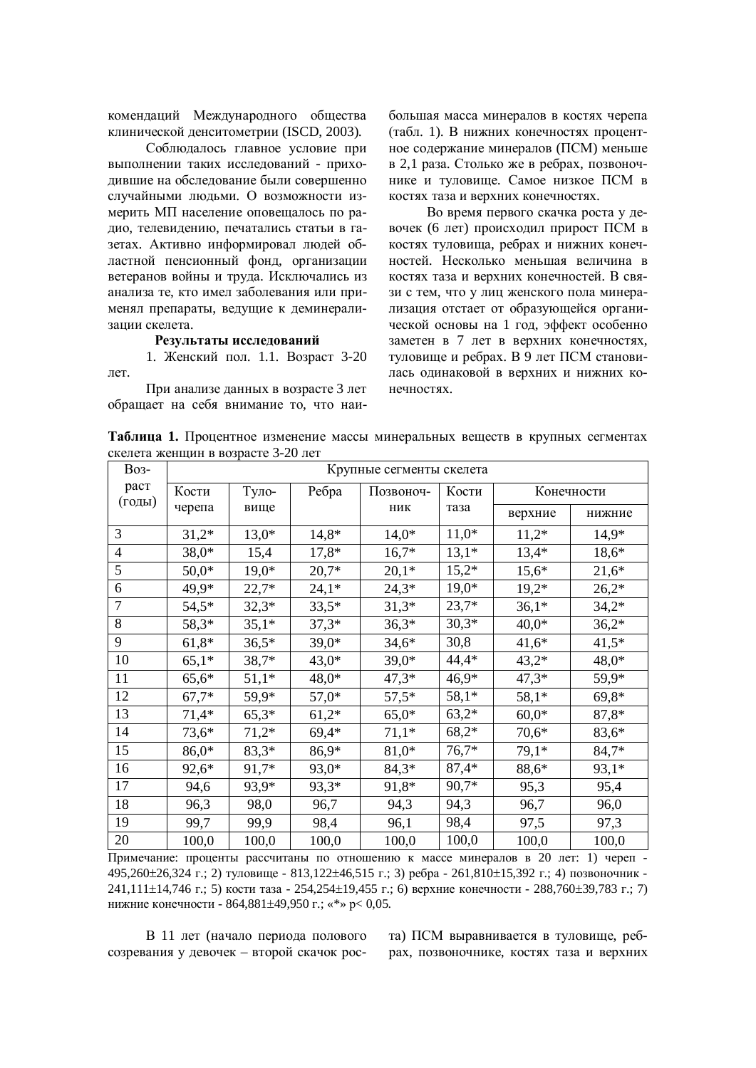комендаций Международного общества клинической денситометрии (ISCD, 2003).

Соблюдалось главное условие при выполнении таких исследований - приходившие на обследование были совершенно случайными людьми. О возможности измерить МП население оповещалось по радио, телевидению, печатались статьи в газетах. Активно информировал людей областной пенсионный фонд, организации ветеранов войны и труда. Исключались из анализа те, кто имел заболевания или применял препараты, ведущие к деминерализации скелета.

**Результаты исследований**

1. Женский пол. 1.1. Возраст 3-20 лет.

При анализе данных в возрасте 3 лет обращает на себя внимание то, что наибольшая масса минералов в костях черепа (табл. 1). В нижних конечностях процентное содержание минералов (ПСМ) меньше в 2,1 раза. Столько же в ребрах, позвоночнике и туловище. Самое низкое ПСМ в костях таза и верхних конечностях.

Во время первого скачка роста у девочек (6 лет) происходил прирост ПСМ в костях туловища, ребрах и нижних конечностей. Несколько меньшая величина в костях таза и верхних конечностей. В связи с тем, что у лиц женского пола минерализация отстает от образующейся органической основы на 1 год, эффект особенно заметен в 7 лет в верхних конечностях, туловище и ребрах. В 9 лет ПСМ становилась одинаковой в верхних и нижних конечностях.

**Таблица 1.** Процентное изменение массы минеральных веществ в крупных сегментах скелета женщин в возрасте 3-20 лет

| Возраст (годы) | Крупные сегменты скелета | | | | | | |
|---|---|---|---|---|---|---|---|
| | Кости черепа | Туловище | Ребра | Позвоночник | Кости таза | Конечности | |
| | | | | | | верхние | нижние |
| 3 | 31,2* | 13,0* | 14,8* | 14,0* | 11,0* | 11,2* | 14,9* |
| 4 | 38,0* | 15,4 | 17,8* | 16,7* | 13,1* | 13,4* | 18,6* |
| 5 | 50,0* | 19,0* | 20,7* | 20,1* | 15,2* | 15,6* | 21,6* |
| 6 | 49,9* | 22,7* | 24,1* | 24,3* | 19,0* | 19,2* | 26,2* |
| 7 | 54,5* | 32,3* | 33,5* | 31,3* | 23,7* | 36,1* | 34,2* |
| 8 | 58,3* | 35,1* | 37,3* | 36,3* | 30,3* | 40,0* | 36,2* |
| 9 | 61,8* | 36,5* | 39,0* | 34,6* | 30,8 | 41,6* | 41,5* |
| 10 | 65,1* | 38,7* | 43,0* | 39,0* | 44,4* | 43,2* | 48,0* |
| 11 | 65,6* | 51,1* | 48,0* | 47,3* | 46,9* | 47,3* | 59,9* |
| 12 | 67,7* | 59,9* | 57,0* | 57,5* | 58,1* | 58,1* | 69,8* |
| 13 | 71,4* | 65,3* | 61,2* | 65,0* | 63,2* | 60,0* | 87,8* |
| 14 | 73,6* | 71,2* | 69,4* | 71,1* | 68,2* | 70,6* | 83,6* |
| 15 | 86,0* | 83,3* | 86,9* | 81,0* | 76,7* | 79,1* | 84,7* |
| 16 | 92,6* | 91,7* | 93,0* | 84,3* | 87,4* | 88,6* | 93,1* |
| 17 | 94,6 | 93,9* | 93,3* | 91,8* | 90,7* | 95,3 | 95,4 |
| 18 | 96,3 | 98,0 | 96,7 | 94,3 | 94,3 | 96,7 | 96,0 |
| 19 | 99,7 | 99,9 | 98,4 | 96,1 | 98,4 | 97,5 | 97,3 |
| 20 | 100,0 | 100,0 | 100,0 | 100,0 | 100,0 | 100,0 | 100,0 |

Примечание: проценты рассчитаны по отношению к массе минералов в 20 лет: 1) череп - 495,260±26,324 г.; 2) туловище - 813,122±46,515 г.; 3) ребра - 261,810±15,392 г.; 4) позвоночник - 241,111±14,746 г.; 5) кости таза - 254,254±19,455 г.; 6) верхние конечности - 288,760±39,783 г.; 7) нижние конечности - 864,881±49,950 г.; «*» $p < 0,05$.

В 11 лет (начало периода полового созревания у девочек – второй скачок роста) ПСМ выравнивается в туловище, ребрах, позвоночнике, костях таза и верхних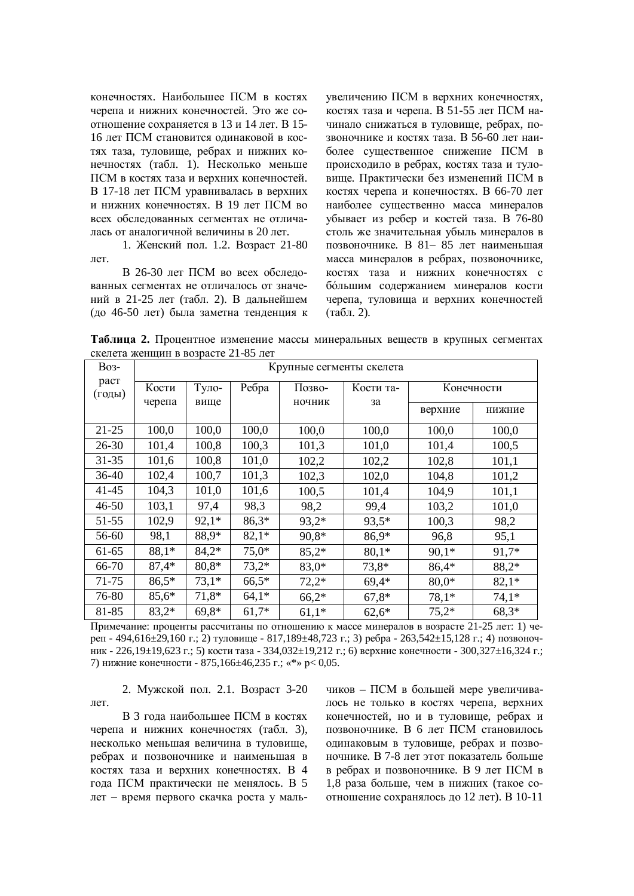конечностях. Наибольшее ПСМ в костях черепа и нижних конечностей. Это же соотношение сохраняется в 13 и 14 лет. В 15-16 лет ПСМ становится одинаковой в костях таза, туловище, ребрах и нижних конечностях (табл. 1). Несколько меньше ПСМ в костях таза и верхних конечностей. В 17-18 лет ПСМ уравнивалась в верхних и нижних конечностях. В 19 лет ПСМ во всех обследованных сегментах не отличалась от аналогичной величины в 20 лет.

1. Женский пол. 1.2. Возраст 21-80 лет.

В 26-30 лет ПСМ во всех обследованных сегментах не отличалось от значений в 21-25 лет (табл. 2). В дальнейшем (до 46-50 лет) была заметна тенденция к увеличению ПСМ в верхних конечностях, костях таза и черепа. В 51-55 лет ПСМ начинало снижаться в туловище, ребрах, позвоночнике и костях таза. В 56-60 лет наиболее существенное снижение ПСМ в происходило в ребрах, костях таза и туловище. Практически без изменений ПСМ в костях черепа и конечностях. В 66-70 лет наиболее существенно масса минералов убывает из ребер и костей таза. В 76-80 столь же значительная убыль минералов в позвоночнике. В 81– 85 лет наименьшая масса минералов в ребрах, позвоночнике, костях таза и нижних конечностях с бóльшим содержанием минералов кости черепа, туловища и верхних конечностей (табл. 2).

**Таблица 2.** Процентное изменение массы минеральных веществ в крупных сегментах скелета женщин в возрасте 21-85 лет

| Возраст (годы) | Крупные сегменты скелета | | | | | | |
|---|---|---|---|---|---|---|---|
| | Кости черепа | Туловище | Ребра | Позвоночник | Кости таза | Конечности | |
| | | | | | | верхние | нижние |
| 21-25 | 100,0 | 100,0 | 100,0 | 100,0 | 100,0 | 100,0 | 100,0 |
| 26-30 | 101,4 | 100,8 | 100,3 | 101,3 | 101,0 | 101,4 | 100,5 |
| 31-35 | 101,6 | 100,8 | 101,0 | 102,2 | 102,2 | 102,8 | 101,1 |
| 36-40 | 102,4 | 100,7 | 101,3 | 102,3 | 102,0 | 104,8 | 101,2 |
| 41-45 | 104,3 | 101,0 | 101,6 | 100,5 | 101,4 | 104,9 | 101,1 |
| 46-50 | 103,1 | 97,4 | 98,3 | 98,2 | 99,4 | 103,2 | 101,0 |
| 51-55 | 102,9 | 92,1* | 86,3* | 93,2* | 93,5* | 100,3 | 98,2 |
| 56-60 | 98,1 | 88,9* | 82,1* | 90,8* | 86,9* | 96,8 | 95,1 |
| 61-65 | 88,1* | 84,2* | 75,0* | 85,2* | 80,1* | 90,1* | 91,7* |
| 66-70 | 87,4* | 80,8* | 73,2* | 83,0* | 73,8* | 86,4* | 88,2* |
| 71-75 | 86,5* | 73,1* | 66,5* | 72,2* | 69,4* | 80,0* | 82,1* |
| 76-80 | 85,6* | 71,8* | 64,1* | 66,2* | 67,8* | 78,1* | 74,1* |
| 81-85 | 83,2* | 69,8* | 61,7* | 61,1* | 62,6* | 75,2* | 68,3* |

Примечание: проценты рассчитаны по отношению к массе минералов в возрасте 21-25 лет: 1) череп - 494,616±29,160 г.; 2) туловище - 817,189±48,723 г.; 3) ребра - 263,542±15,128 г.; 4) позвоночник - 226,19±19,623 г.; 5) кости таза - 334,032±19,212 г.; 6) верхние конечности - 300,327±16,324 г.; 7) нижние конечности - 875,166±46,235 г.; «*» $p < 0,05$.

2. Мужской пол. 2.1. Возраст 3-20 лет.

В 3 года наибольшее ПСМ в костях черепа и нижних конечностях (табл. 3), несколько меньшая величина в туловище, ребрах и позвоночнике и наименьшая в костях таза и верхних конечностях. В 4 года ПСМ практически не менялось. В 5 лет – время первого скачка роста у мальчиков – ПСМ в большей мере увеличивалось не только в костях черепа, верхних конечностей, но и в туловище, ребрах и позвоночнике. В 6 лет ПСМ становилось одинаковым в туловище, ребрах и позвоночнике. В 7-8 лет этот показатель больше в ребрах и позвоночнике. В 9 лет ПСМ в 1,8 раза больше, чем в нижних (такое соотношение сохранялось до 12 лет). В 10-11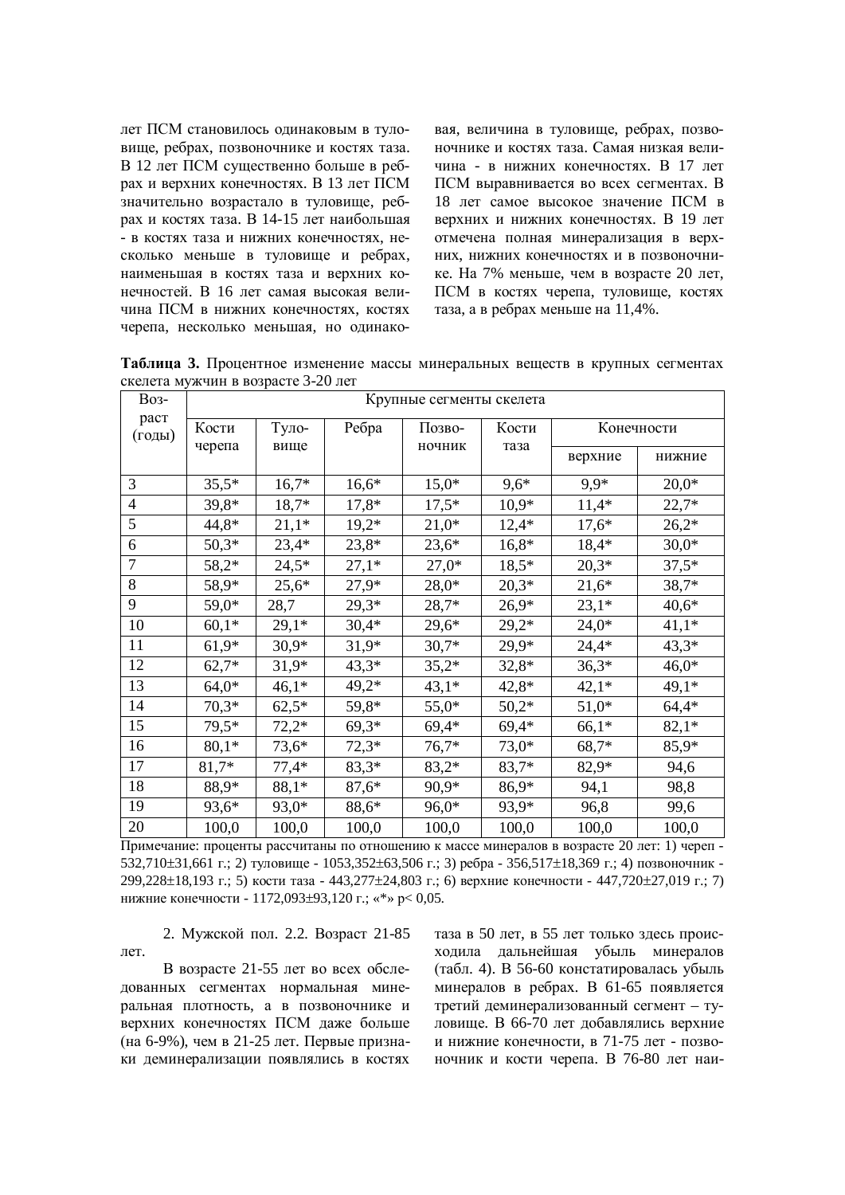лет ПСМ становилось одинаковым в туловище, ребрах, позвоночнике и костях таза. В 12 лет ПСМ существенно больше в ребрах и верхних конечностях. В 13 лет ПСМ значительно возрастало в туловище, ребрах и костях таза. В 14-15 лет наибольшая - в костях таза и нижних конечностях, несколько меньше в туловище и ребрах, наименьшая в костях таза и верхних конечностей. В 16 лет самая высокая величина ПСМ в нижних конечностях, костях черепа, несколько меньшая, но одинаковая, величина в туловище, ребрах, позвоночнике и костях таза. Самая низкая величина - в нижних конечностях. В 17 лет ПСМ выравнивается во всех сегментах. В 18 лет самое высокое значение ПСМ в верхних и нижних конечностях. В 19 лет отмечена полная минерализация в верхних, нижних конечностях и в позвоночнике. На 7% меньше, чем в возрасте 20 лет, ПСМ в костях черепа, туловище, костях таза, а в ребрах меньше на 11,4%.

**Таблица 3.** Процентное изменение массы минеральных веществ в крупных сегментах скелета мужчин в возрасте 3-20 лет

| Возраст (годы) | Крупные сегменты скелета | | | | | | |
|---|---|---|---|---|---|---|---|
| | Кости черепа | Туловище | Ребра | Позвоночник | Кости таза | Конечности | |
| | | | | | | верхние | нижние |
| 3 | 35,5* | 16,7* | 16,6* | 15,0* | 9,6* | 9,9* | 20,0* |
| 4 | 39,8* | 18,7* | 17,8* | 17,5* | 10,9* | 11,4* | 22,7* |
| 5 | 44,8* | 21,1* | 19,2* | 21,0* | 12,4* | 17,6* | 26,2* |
| 6 | 50,3* | 23,4* | 23,8* | 23,6* | 16,8* | 18,4* | 30,0* |
| 7 | 58,2* | 24,5* | 27,1* | 27,0* | 18,5* | 20,3* | 37,5* |
| 8 | 58,9* | 25,6* | 27,9* | 28,0* | 20,3* | 21,6* | 38,7* |
| 9 | 59,0* | 28,7 | 29,3* | 28,7* | 26,9* | 23,1* | 40,6* |
| 10 | 60,1* | 29,1* | 30,4* | 29,6* | 29,2* | 24,0* | 41,1* |
| 11 | 61,9* | 30,9* | 31,9* | 30,7* | 29,9* | 24,4* | 43,3* |
| 12 | 62,7* | 31,9* | 43,3* | 35,2* | 32,8* | 36,3* | 46,0* |
| 13 | 64,0* | 46,1* | 49,2* | 43,1* | 42,8* | 42,1* | 49,1* |
| 14 | 70,3* | 62,5* | 59,8* | 55,0* | 50,2* | 51,0* | 64,4* |
| 15 | 79,5* | 72,2* | 69,3* | 69,4* | 69,4* | 66,1* | 82,1* |
| 16 | 80,1* | 73,6* | 72,3* | 76,7* | 73,0* | 68,7* | 85,9* |
| 17 | 81,7* | 77,4* | 83,3* | 83,2* | 83,7* | 82,9* | 94,6 |
| 18 | 88,9* | 88,1* | 87,6* | 90,9* | 86,9* | 94,1 | 98,8 |
| 19 | 93,6* | 93,0* | 88,6* | 96,0* | 93,9* | 96,8 | 99,6 |
| 20 | 100,0 | 100,0 | 100,0 | 100,0 | 100,0 | 100,0 | 100,0 |

Примечание: проценты рассчитаны по отношению к массе минералов в возрасте 20 лет: 1) череп - 532,710±31,661 г.; 2) туловище - 1053,352±63,506 г.; 3) ребра - 356,517±18,369 г.; 4) позвоночник - 299,228±18,193 г.; 5) кости таза - 443,277±24,803 г.; 6) верхние конечности - 447,720±27,019 г.; 7) нижние конечности - 1172,093±93,120 г.; «*» $p < 0,05$.

2. Мужской пол. 2.2. Возраст 21-85 лет.

В возрасте 21-55 лет во всех обследованных сегментах нормальная минеральная плотность, а в позвоночнике и верхних конечностях ПСМ даже больше (на 6-9%), чем в 21-25 лет. Первые признаки деминерализации появлялись в костях таза в 50 лет, в 55 лет только здесь происходила дальнейшая убыль минералов (табл. 4). В 56-60 констатировалась убыль минералов в ребрах. В 61-65 появляется третий деминерализованный сегмент – туловище. В 66-70 лет добавлялись верхние и нижние конечности, в 71-75 лет - позвоночник и кости черепа. В 76-80 лет наи-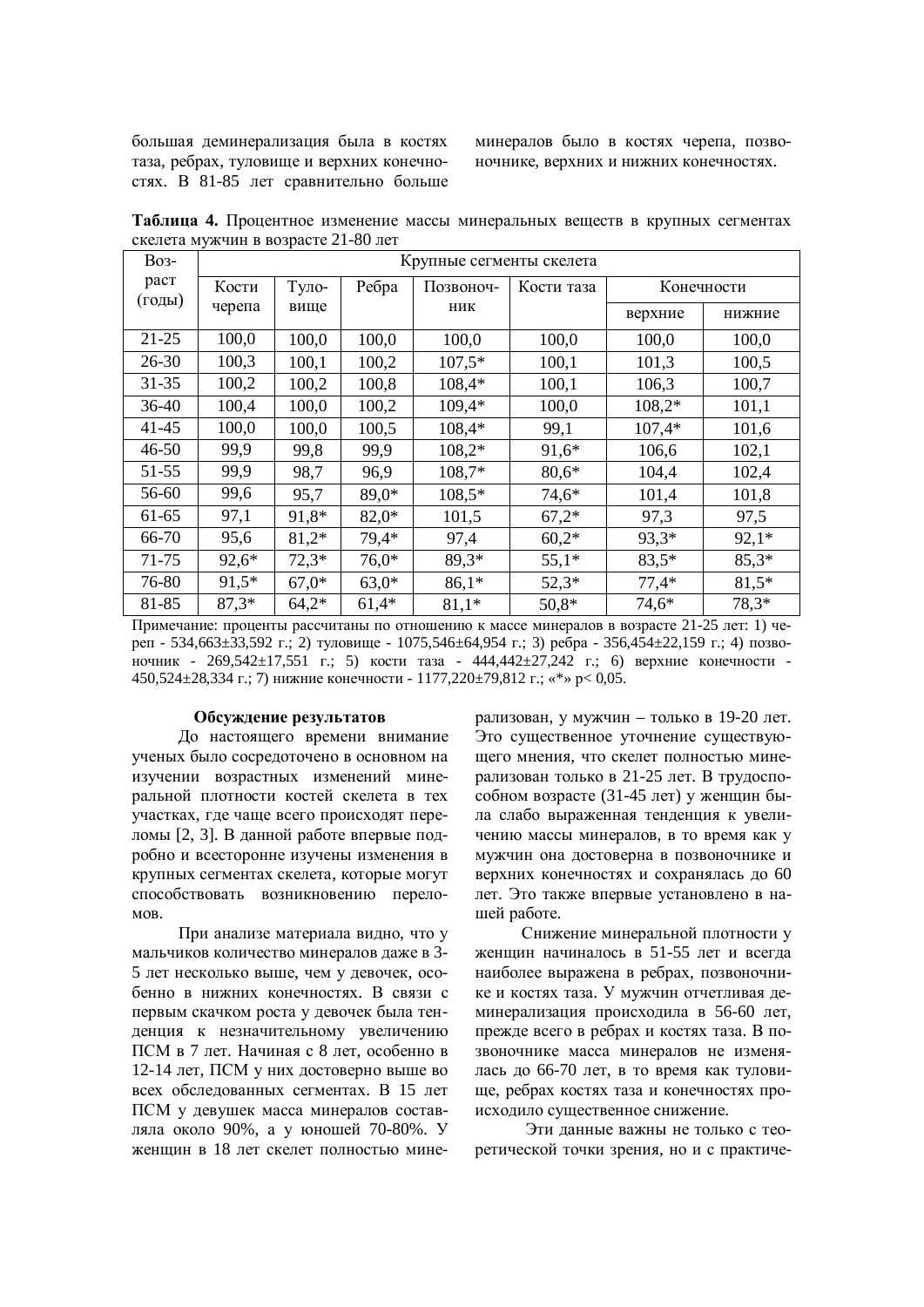большая деминерализация была в костях таза, ребрах, туловище и верхних конечностях. В 81-85 лет сравнительно больше минералов было в костях черепа, позвоночнике, верхних и нижних конечностях.

**Таблица 4.** Процентное изменение массы минеральных веществ в крупных сегментах скелета мужчин в возрасте 21-80 лет

| Возраст (годы) | Крупные сегменты скелета | | | | | | |
|---|---|---|---|---|---|---|---|
| | Кости черепа | Туловище | Ребра | Позвоночник | Кости таза | Конечности | |
| | | | | | | верхние | нижние |
| 21-25 | 100,0 | 100,0 | 100,0 | 100,0 | 100,0 | 100,0 | 100,0 |
| 26-30 | 100,3 | 100,1 | 100,2 | 107,5* | 100,1 | 101,3 | 100,5 |
| 31-35 | 100,2 | 100,2 | 100,8 | 108,4* | 100,1 | 106,3 | 100,7 |
| 36-40 | 100,4 | 100,0 | 100,2 | 109,4* | 100,0 | 108,2* | 101,1 |
| 41-45 | 100,0 | 100,0 | 100,5 | 108,4* | 99,1 | 107,4* | 101,6 |
| 46-50 | 99,9 | 99,8 | 99,9 | 108,2* | 91,6* | 106,6 | 102,1 |
| 51-55 | 99,9 | 98,7 | 96,9 | 108,7* | 80,6* | 104,4 | 102,4 |
| 56-60 | 99,6 | 95,7 | 89,0* | 108,5* | 74,6* | 101,4 | 101,8 |
| 61-65 | 97,1 | 91,8* | 82,0* | 101,5 | 67,2* | 97,3 | 97,5 |
| 66-70 | 95,6 | 81,2* | 79,4* | 97,4 | 60,2* | 93,3* | 92,1* |
| 71-75 | 92,6* | 72,3* | 76,0* | 89,3* | 55,1* | 83,5* | 85,3* |
| 76-80 | 91,5* | 67,0* | 63,0* | 86,1* | 52,3* | 77,4* | 81,5* |
| 81-85 | 87,3* | 64,2* | 61,4* | 81,1* | 50,8* | 74,6* | 78,3* |

Примечание: проценты рассчитаны по отношению к массе минералов в возрасте 21-25 лет: 1) череп - 534,663±33,592 г.; 2) туловище - 1075,546±64,954 г.; 3) ребра - 356,454±22,159 г.; 4) позвоночник - 269,542±17,551 г.; 5) кости таза - 444,442±27,242 г.; 6) верхние конечности - 450,524±28,334 г.; 7) нижние конечности - 1177,220±79,812 г.; «*» $p < 0,05$.

### Обсуждение результатов

До настоящего времени внимание ученых было сосредоточено в основном на изучении возрастных изменений минеральной плотности костей скелета в тех участках, где чаще всего происходят переломы [2, 3]. В данной работе впервые подробно и всесторонне изучены изменения в крупных сегментах скелета, которые могут способствовать возникновению переломов.

При анализе материала видно, что у мальчиков количество минералов даже в 3-5 лет несколько выше, чем у девочек, особенно в нижних конечностях. В связи с первым скачком роста у девочек была тенденция к незначительному увеличению ПСМ в 7 лет. Начиная с 8 лет, особенно в 12-14 лет, ПСМ у них достоверно выше во всех обследованных сегментах. В 15 лет ПСМ у девушек масса минералов составляла около 90%, а у юношей 70-80%. У женщин в 18 лет скелет полностью минерализован, у мужчин – только в 19-20 лет. Это существенное уточнение существующего мнения, что скелет полностью минерализован только в 21-25 лет. В трудоспособном возрасте (31-45 лет) у женщин была слабо выраженная тенденция к увеличению массы минералов, в то время как у мужчин она достоверна в позвоночнике и верхних конечностях и сохранялась до 60 лет. Это также впервые установлено в нашей работе.

Снижение минеральной плотности у женщин начиналось в 51-55 лет и всегда наиболее выражена в ребрах, позвоночнике и костях таза. У мужчин отчетливая деминерализация происходила в 56-60 лет, прежде всего в ребрах и костях таза. В позвоночнике масса минералов не изменялась до 66-70 лет, в то время как туловище, ребрах костях таза и конечностях происходило существенное снижение.

Эти данные важны не только с теоретической точки зрения, но и с практиче-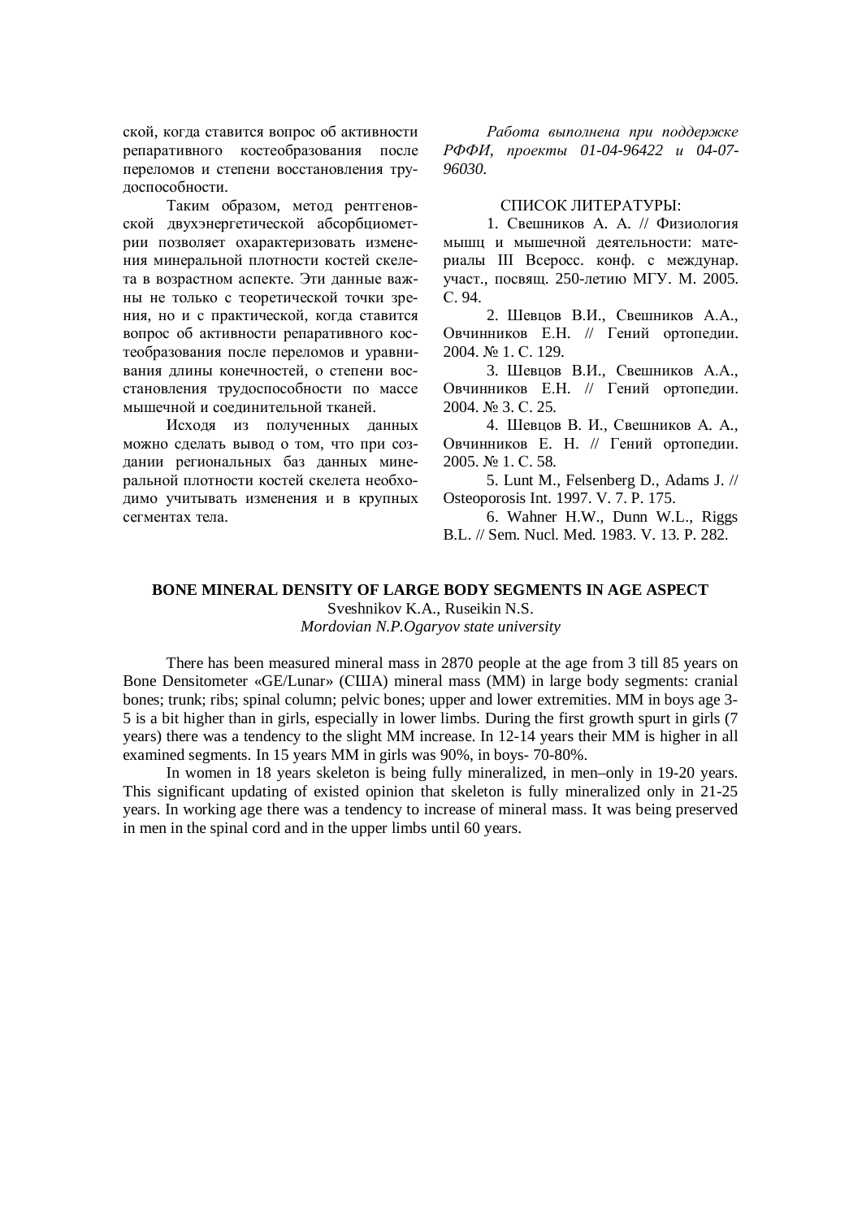ской, когда ставится вопрос об активности репаративного костеобразования после переломов и степени восстановления трудоспособности.

Таким образом, метод рентгеновской двухэнергетической абсорбциометрии позволяет охарактеризовать изменения минеральной плотности костей скелета в возрастном аспекте. Эти данные важны не только с теоретической точки зрения, но и с практической, когда ставится вопрос об активности репаративного костеобразования после переломов и уравнивания длины конечностей, о степени восстановления трудоспособности по массе мышечной и соединительной тканей.

Исходя из полученных данных можно сделать вывод о том, что при создании региональных баз данных минеральной плотности костей скелета необходимо учитывать изменения и в крупных сегментах тела.

*Работа выполнена при поддержке РФФИ, проекты 01-04-96422 и 04-07-96030.*

СПИСОК ЛИТЕРАТУРЫ:

1. Свешников А. А. // Физиология мышц и мышечной деятельности: материалы III Всеросс. конф. с междунар. участ., посвящ. 250-летию МГУ. М. 2005. С. 94.
2. Шевцов В.И., Свешников А.А., Овчинников Е.Н. // Гений ортопедии. 2004. № 1. С. 129.
3. Шевцов В.И., Свешников А.А., Овчинников Е.Н. // Гений ортопедии. 2004. № 3. С. 25.
4. Шевцов В. И., Свешников А. А., Овчинников Е. Н. // Гений ортопедии. 2005. № 1. С. 58.
5. Lunt M., Felsenberg D., Adams J. // Osteoporosis Int. 1997. V. 7. P. 175.
6. Wahner H.W., Dunn W.L., Riggs B.L. // Sem. Nucl. Med. 1983. V. 13. P. 282.

## BONE MINERAL DENSITY OF LARGE BODY SEGMENTS IN AGE ASPECT

Sveshnikov K.A., Ruseikin N.S.

*Mordovian N.P.Ogaryov state university*

There has been measured mineral mass in 2870 people at the age from 3 till 85 years on Bone Densitometer «GE/Lunar» (США) mineral mass (MM) in large body segments: cranial bones; trunk; ribs; spinal column; pelvic bones; upper and lower extremities. MM in boys age 3-5 is a bit higher than in girls, especially in lower limbs. During the first growth spurt in girls (7 years) there was a tendency to the slight MM increase. In 12-14 years their MM is higher in all examined segments. In 15 years MM in girls was 90%, in boys- 70-80%.

In women in 18 years skeleton is being fully mineralized, in men–only in 19-20 years. This significant updating of existed opinion that skeleton is fully mineralized only in 21-25 years. In working age there was a tendency to increase of mineral mass. It was being preserved in men in the spinal cord and in the upper limbs until 60 years.